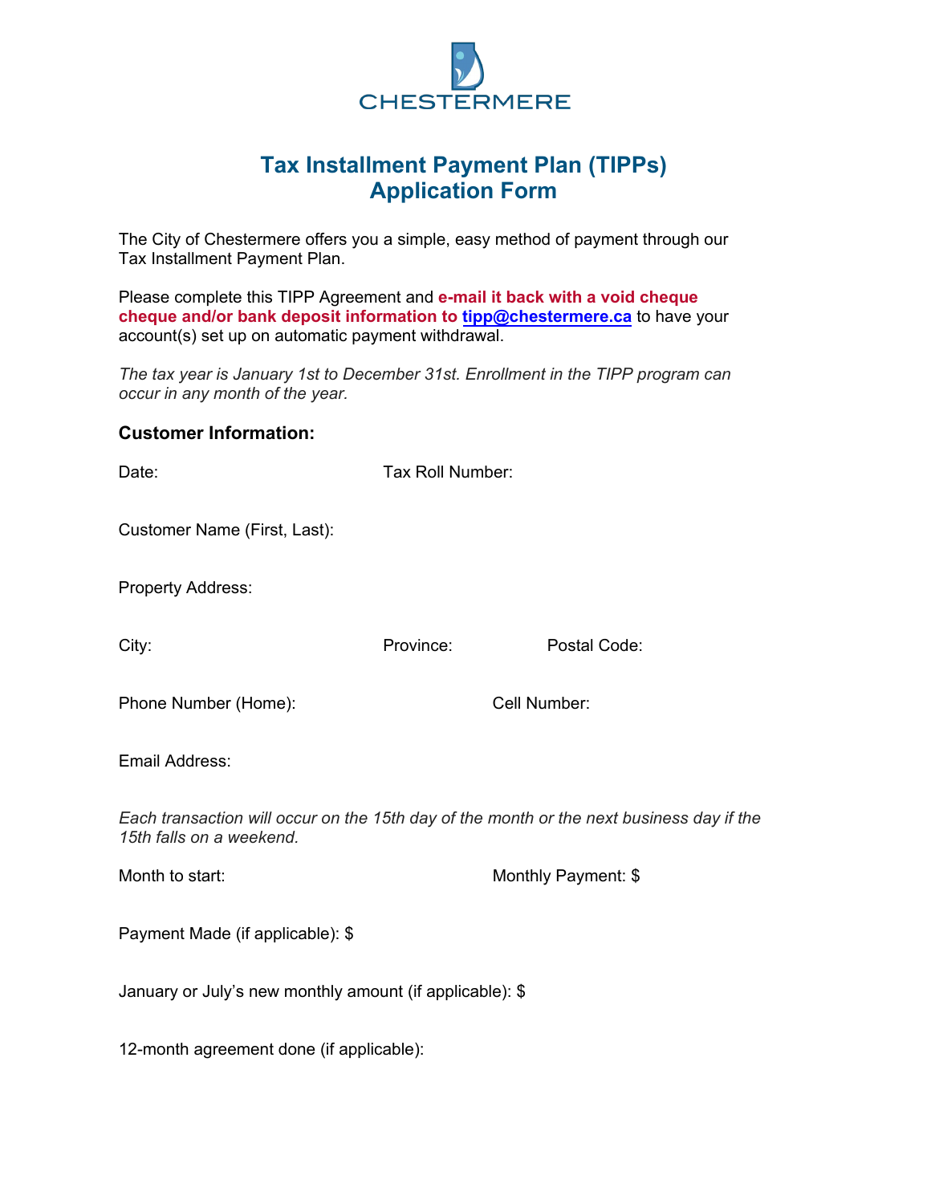CHESTERMERE

# Tax Installment Payment Plan (TIPPs) Application Form

The City of Chestermere offers you a simple, easy method of payment through our Tax Installment Payment Plan.

Please complete this TIPP Agreement and **e-mail it back with a void cheque cheque and/or bank deposit information to [tipp@chestermere.ca](mailto:tipp@chestermere.ca)** to have your account(s) set up on automatic payment withdrawal.

*The tax year is January 1st to December 31st. Enrollment in the TIPP program can occur in any month of the year.*

### Customer Information:

Date: Tax Roll Number:

Customer Name (First, Last):

Property Address:

City: Province: Postal Code:

Phone Number (Home): Cell Number:

Email Address:

*Each transaction will occur on the 15th day of the month or the next business day if the 15th falls on a weekend.*

Month to start: Monthly Payment: $

Payment Made (if applicable): $

January or July's new monthly amount (if applicable): $

12-month agreement done (if applicable):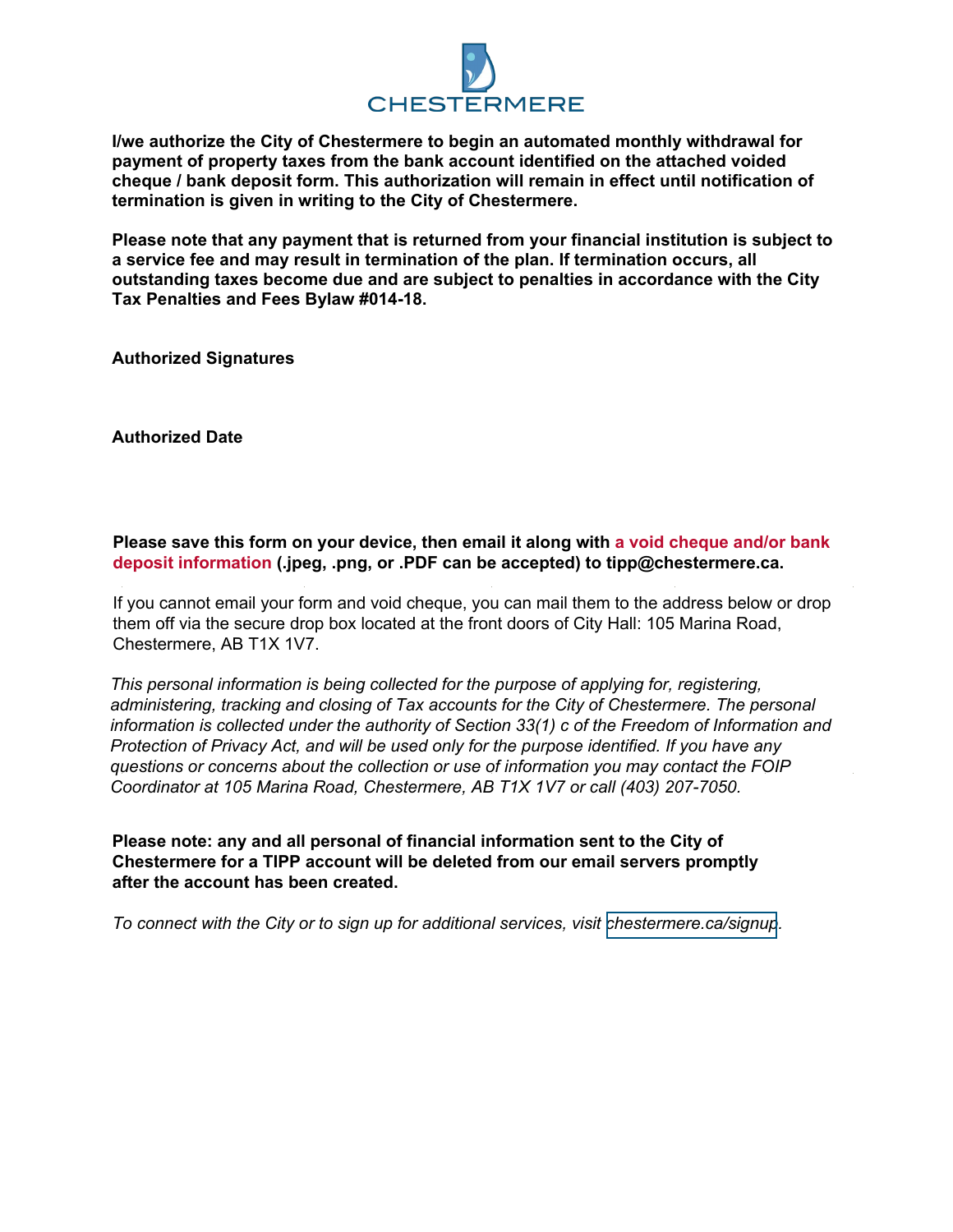**I/we authorize the City of Chestermere to begin an automated monthly withdrawal for payment of property taxes from the bank account identified on the attached voided cheque / bank deposit form. This authorization will remain in effect until notification of termination is given in writing to the City of Chestermere.**

**Please note that any payment that is returned from your financial institution is subject to a service fee and may result in termination of the plan. If termination occurs, all outstanding taxes become due and are subject to penalties in accordance with the City Tax Penalties and Fees Bylaw #014-18.**

**Authorized Signatures**

**Authorized Date**

**Please save this form on your device, then email it along with a void cheque and/or bank deposit information (.jpeg, .png, or .PDF can be accepted) to tipp@chestermere.ca.**

If you cannot email your form and void cheque, you can mail them to the address below or drop them off via the secure drop box located at the front doors of City Hall: 105 Marina Road, Chestermere, AB T1X 1V7.

*This personal information is being collected for the purpose of applying for, registering, administering, tracking and closing of Tax accounts for the City of Chestermere. The personal information is collected under the authority of Section 33(1) c of the Freedom of Information and Protection of Privacy Act, and will be used only for the purpose identified. If you have any questions or concerns about the collection or use of information you may contact the FOIP Coordinator at 105 Marina Road, Chestermere, AB T1X 1V7 or call (403) 207-7050.*

**Please note: any and all personal of financial information sent to the City of Chestermere for a TIPP account will be deleted from our email servers promptly after the account has been created.**

*To connect with the City or to sign up for additional services, visit chestermere.ca/signup.*